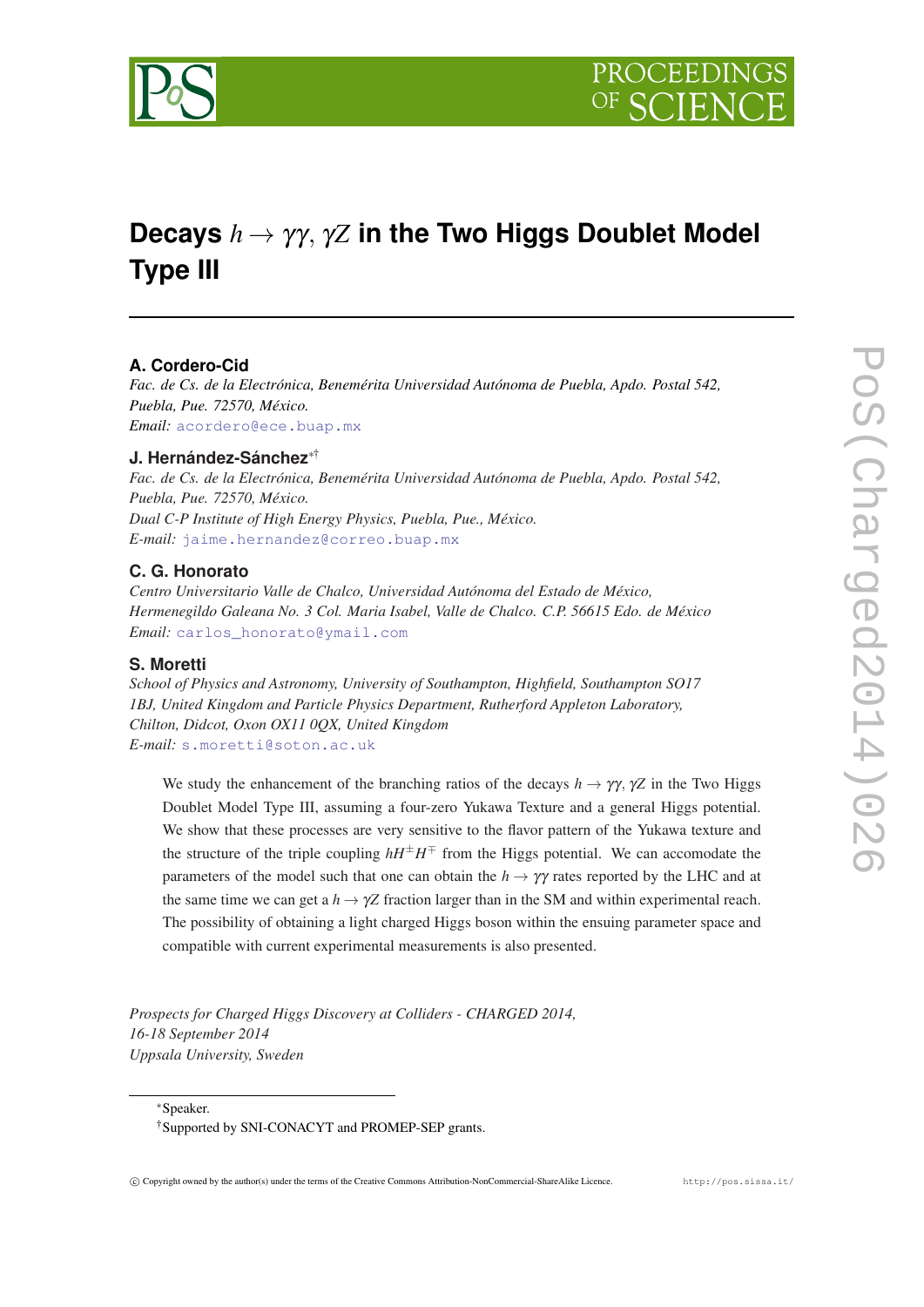# Decays $h \to \gamma\gamma$, $\gamma Z$ in the Two Higgs Doublet Model Type III

**A. Cordero-Cid**

*Fac. de Cs. de la Electrónica, Benemérita Universidad Autónoma de Puebla, Apdo. Postal 542, Puebla, Pue. 72570, México.*
*Email:* acordero@ece.buap.mx

**J. Hernández-Sánchez**[∗†]

*Fac. de Cs. de la Electrónica, Benemérita Universidad Autónoma de Puebla, Apdo. Postal 542, Puebla, Pue. 72570, México.*
*Dual C-P Institute of High Energy Physics, Puebla, Pue., México.*
*E-mail:* jaime.hernandez@correo.buap.mx

**C. G. Honorato**

*Centro Universitario Valle de Chalco, Universidad Autónoma del Estado de México, Hermenegildo Galeana No. 3 Col. Maria Isabel, Valle de Chalco. C.P. 56615 Edo. de México*
*Email:* carlos_honorato@ymail.com

**S. Moretti**

*School of Physics and Astronomy, University of Southampton, Highfield, Southampton SO17 1BJ, United Kingdom and Particle Physics Department, Rutherford Appleton Laboratory, Chilton, Didcot, Oxon OX11 0QX, United Kingdom*
*E-mail:* s.moretti@soton.ac.uk

We study the enhancement of the branching ratios of the decays $h \to \gamma\gamma$, $\gamma Z$ in the Two Higgs Doublet Model Type III, assuming a four-zero Yukawa Texture and a general Higgs potential. We show that these processes are very sensitive to the flavor pattern of the Yukawa texture and the structure of the triple coupling $hH^{\pm}H^{\mp}$ from the Higgs potential. We can accomodate the parameters of the model such that one can obtain the $h \to \gamma\gamma$ rates reported by the LHC and at the same time we can get a $h \to \gamma Z$ fraction larger than in the SM and within experimental reach. The possibility of obtaining a light charged Higgs boson within the ensuing parameter space and compatible with current experimental measurements is also presented.

*Prospects for Charged Higgs Discovery at Colliders - CHARGED 2014,*
*16-18 September 2014*
*Uppsala University, Sweden*

---

[∗]Speaker.
[†]Supported by SNI-CONACYT and PROMEP-SEP grants.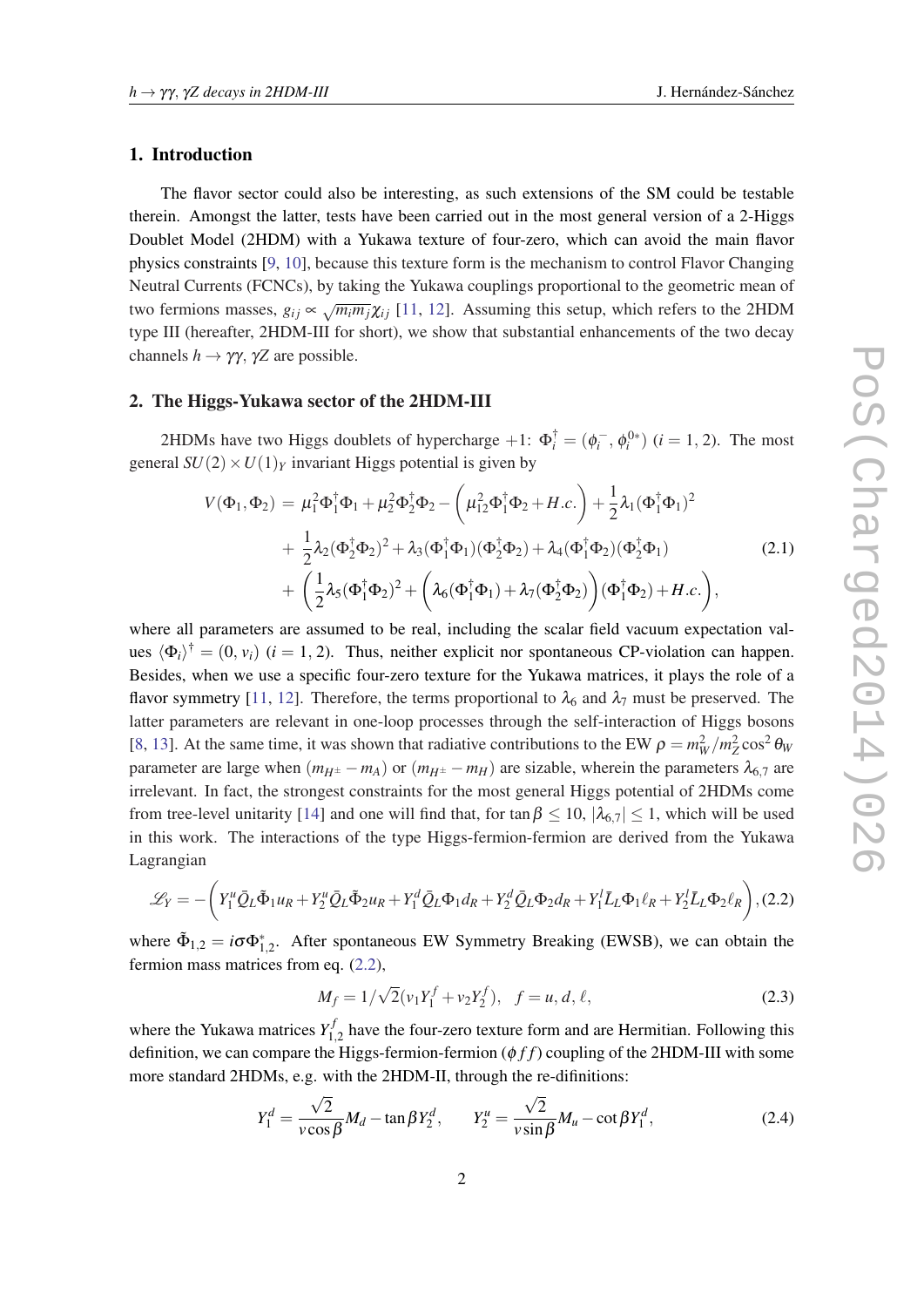## 1. Introduction

The flavor sector could also be interesting, as such extensions of the SM could be testable therein. Amongst the latter, tests have been carried out in the most general version of a 2-Higgs Doublet Model (2HDM) with a Yukawa texture of four-zero, which can avoid the main flavor physics constraints [9, 10], because this texture form is the mechanism to control Flavor Changing Neutral Currents (FCNCs), by taking the Yukawa couplings proportional to the geometric mean of two fermions masses, $g_{ij} \propto \sqrt{m_i m_j}\chi_{ij}$ [11, 12]. Assuming this setup, which refers to the 2HDM type III (hereafter, 2HDM-III for short), we show that substantial enhancements of the two decay channels $h \to \gamma\gamma$, $\gamma Z$ are possible.

## 2. The Higgs-Yukawa sector of the 2HDM-III

2HDMs have two Higgs doublets of hypercharge +1: $\Phi_i^\dagger = (\phi_i^-, \phi_i^{0*})$ $(i = 1, 2)$. The most general $SU(2) \times U(1)_Y$ invariant Higgs potential is given by

$$
\begin{aligned}
V(\Phi_1, \Phi_2) &= \mu_1^2 \Phi_1^\dagger \Phi_1 + \mu_2^2 \Phi_2^\dagger \Phi_2 - \left( \mu_{12}^2 \Phi_1^\dagger \Phi_2 + H.c. \right) + \frac{1}{2}\lambda_1 (\Phi_1^\dagger \Phi_1)^2 \\
&+ \frac{1}{2}\lambda_2 (\Phi_2^\dagger \Phi_2)^2 + \lambda_3 (\Phi_1^\dagger \Phi_1)(\Phi_2^\dagger \Phi_2) + \lambda_4 (\Phi_1^\dagger \Phi_2)(\Phi_2^\dagger \Phi_1) \\
&+ \left( \frac{1}{2}\lambda_5 (\Phi_1^\dagger \Phi_2)^2 + \left( \lambda_6 (\Phi_1^\dagger \Phi_1) + \lambda_7 (\Phi_2^\dagger \Phi_2) \right)(\Phi_1^\dagger \Phi_2) + H.c. \right),
\end{aligned}
\tag{2.1}
$$

where all parameters are assumed to be real, including the scalar field vacuum expectation values $\langle \Phi_i \rangle^\dagger = (0, v_i)$ $(i = 1, 2)$. Thus, neither explicit nor spontaneous CP-violation can happen. Besides, when we use a specific four-zero texture for the Yukawa matrices, it plays the role of a flavor symmetry [11, 12]. Therefore, the terms proportional to $\lambda_6$ and $\lambda_7$ must be preserved. The latter parameters are relevant in one-loop processes through the self-interaction of Higgs bosons [8, 13]. At the same time, it was shown that radiative contributions to the EW $\rho = m_W^2 / m_Z^2 \cos^2\theta_W$ parameter are large when $(m_{H^\pm} - m_A)$ or $(m_{H^\pm} - m_H)$ are sizable, wherein the parameters $\lambda_{6,7}$ are irrelevant. In fact, the strongest constraints for the most general Higgs potential of 2HDMs come from tree-level unitarity [14] and one will find that, for $\tan\beta \leq 10$, $|\lambda_{6,7}| \leq 1$, which will be used in this work. The interactions of the type Higgs-fermion-fermion are derived from the Yukawa Lagrangian

$$
\mathscr{L}_Y = -\left( Y_1^u \bar{Q}_L \tilde{\Phi}_1 u_R + Y_2^u \bar{Q}_L \tilde{\Phi}_2 u_R + Y_1^d \bar{Q}_L \Phi_1 d_R + Y_2^d \bar{Q}_L \Phi_2 d_R + Y_1^l \bar{L}_L \Phi_1 \ell_R + Y_2^l \bar{L}_L \Phi_2 \ell_R \right), \tag{2.2}
$$

where $\tilde{\Phi}_{1,2} = i\sigma\Phi_{1,2}^*$. After spontaneous EW Symmetry Breaking (EWSB), we can obtain the fermion mass matrices from eq. (2.2),

$$
M_f = 1/\sqrt{2}(v_1 Y_1^f + v_2 Y_2^f), \quad f = u, d, \ell, \tag{2.3}
$$

where the Yukawa matrices $Y_{1,2}^f$ have the four-zero texture form and are Hermitian. Following this definition, we can compare the Higgs-fermion-fermion $(\phi f f)$ coupling of the 2HDM-III with some more standard 2HDMs, e.g. with the 2HDM-II, through the re-difinitions:

$$
Y_1^d = \frac{\sqrt{2}}{v\cos\beta} M_d - \tan\beta Y_2^d, \qquad Y_2^u = \frac{\sqrt{2}}{v\sin\beta} M_u - \cot\beta Y_1^d, \tag{2.4}
$$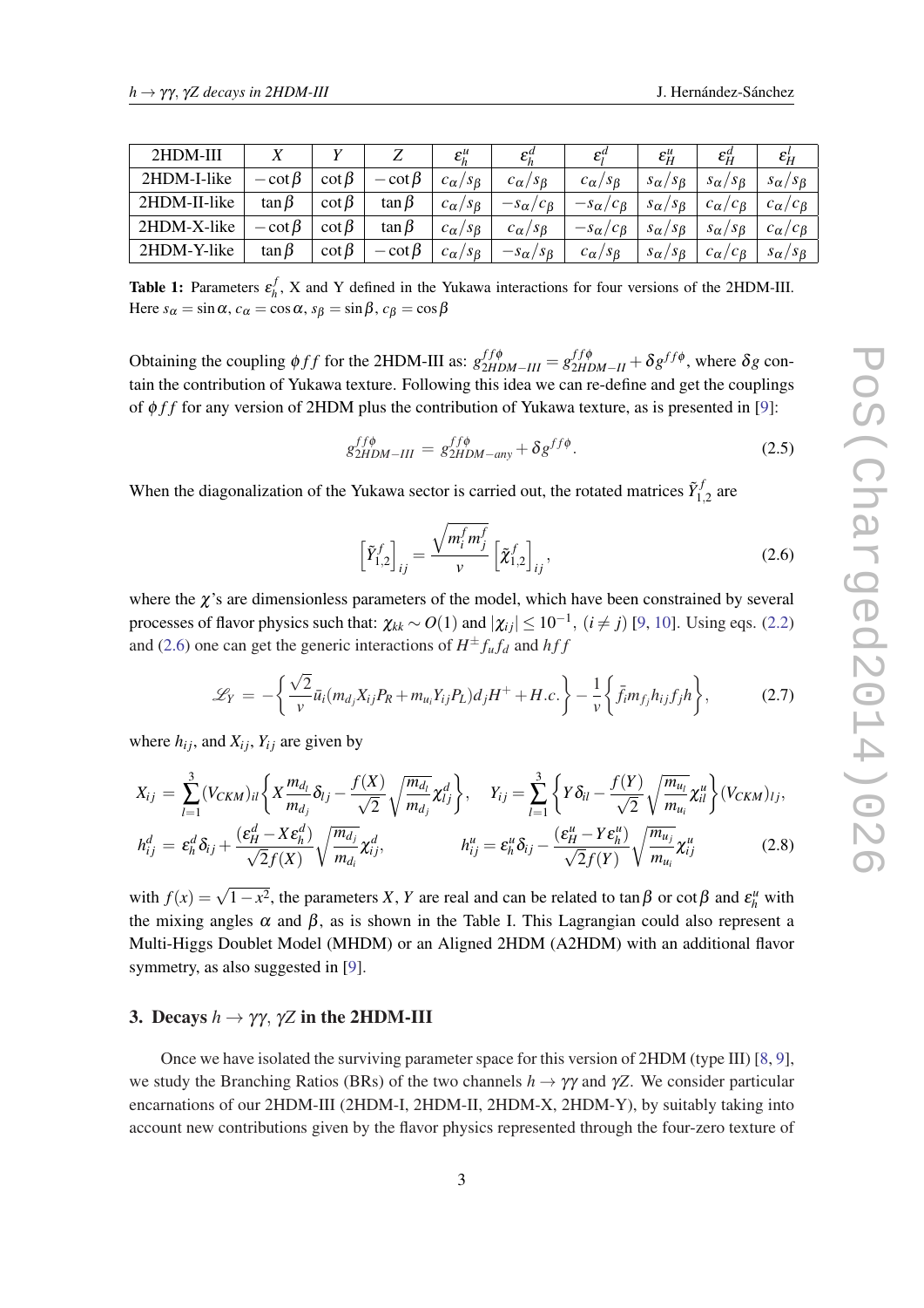| 2HDM-III | $X$ | $Y$ | $Z$ | $\varepsilon_h^u$ | $\varepsilon_h^d$ | $\varepsilon_l^d$ | $\varepsilon_H^u$ | $\varepsilon_H^d$ | $\varepsilon_H^l$ |
|---|---|---|---|---|---|---|---|---|---|
| 2HDM-I-like | $-\cot\beta$ | $\cot\beta$ | $-\cot\beta$ | $c_\alpha/s_\beta$ | $c_\alpha/s_\beta$ | $c_\alpha/s_\beta$ | $s_\alpha/s_\beta$ | $s_\alpha/s_\beta$ | $s_\alpha/s_\beta$ |
| 2HDM-II-like | $\tan\beta$ | $\cot\beta$ | $\tan\beta$ | $c_\alpha/s_\beta$ | $-s_\alpha/c_\beta$ | $-s_\alpha/c_\beta$ | $s_\alpha/s_\beta$ | $c_\alpha/c_\beta$ | $c_\alpha/c_\beta$ |
| 2HDM-X-like | $-\cot\beta$ | $\cot\beta$ | $\tan\beta$ | $c_\alpha/s_\beta$ | $c_\alpha/s_\beta$ | $-s_\alpha/c_\beta$ | $s_\alpha/s_\beta$ | $s_\alpha/s_\beta$ | $c_\alpha/c_\beta$ |
| 2HDM-Y-like | $\tan\beta$ | $\cot\beta$ | $-\cot\beta$ | $c_\alpha/s_\beta$ | $-s_\alpha/s_\beta$ | $c_\alpha/s_\beta$ | $s_\alpha/s_\beta$ | $c_\alpha/c_\beta$ | $s_\alpha/s_\beta$ |

**Table 1:** Parameters $\varepsilon_h^f$, X and Y defined in the Yukawa interactions for four versions of the 2HDM-III. Here $s_\alpha = \sin\alpha$, $c_\alpha = \cos\alpha$, $s_\beta = \sin\beta$, $c_\beta = \cos\beta$

Obtaining the coupling $\phi ff$ for the 2HDM-III as: $g^{ff\phi}_{2HDM-III} = g^{ff\phi}_{2HDM-II} + \delta g^{ff\phi}$, where $\delta g$ contain the contribution of Yukawa texture. Following this idea we can re-define and get the couplings of $\phi ff$ for any version of 2HDM plus the contribution of Yukawa texture, as is presented in [9]:

$$g^{ff\phi}_{2HDM-III} = g^{ff\phi}_{2HDM-any} + \delta g^{ff\phi}. \tag{2.5}$$

When the diagonalization of the Yukawa sector is carried out, the rotated matrices $\tilde{Y}^f_{1,2}$ are

$$\left[\tilde{Y}^f_{1,2}\right]_{ij} = \frac{\sqrt{m_i^f m_j^f}}{v}\left[\tilde{\chi}^f_{1,2}\right]_{ij}, \tag{2.6}$$

where the $\chi$'s are dimensionless parameters of the model, which have been constrained by several processes of flavor physics such that: $\chi_{kk} \sim O(1)$ and $|\chi_{ij}| \leq 10^{-1}$, $(i \neq j)$ [9, 10]. Using eqs. (2.2) and (2.6) one can get the generic interactions of $H^\pm f_u f_d$ and $hff$

$$\mathscr{L}_Y = -\left\{\frac{\sqrt{2}}{v}\bar{u}_i(m_{d_j}X_{ij}P_R + m_{u_i}Y_{ij}P_L)d_jH^+ + H.c.\right\} - \frac{1}{v}\left\{\bar{f}_i m_{f_j} h_{ij} f_j h\right\}, \tag{2.7}$$

where $h_{ij}$, and $X_{ij}$, $Y_{ij}$ are given by

$$X_{ij} = \sum_{l=1}^{3}(V_{CKM})_{il}\left\{X\frac{m_{d_l}}{m_{d_j}}\delta_{lj} - \frac{f(X)}{\sqrt{2}}\sqrt{\frac{m_{d_l}}{m_{d_j}}}\chi^d_{lj}\right\}, \quad Y_{ij} = \sum_{l=1}^{3}\left\{Y\delta_{il} - \frac{f(Y)}{\sqrt{2}}\sqrt{\frac{m_{u_l}}{m_{u_i}}}\chi^u_{il}\right\}(V_{CKM})_{lj},$$

$$h^d_{ij} = \varepsilon^d_h\delta_{ij} + \frac{(\varepsilon^d_H - X\varepsilon^d_h)}{\sqrt{2}f(X)}\sqrt{\frac{m_{d_j}}{m_{d_i}}}\chi^d_{ij}, \qquad h^u_{ij} = \varepsilon^u_h\delta_{ij} - \frac{(\varepsilon^u_H - Y\varepsilon^u_h)}{\sqrt{2}f(Y)}\sqrt{\frac{m_{u_j}}{m_{u_i}}}\chi^u_{ij} \tag{2.8}$$

with $f(x) = \sqrt{1-x^2}$, the parameters $X$, $Y$ are real and can be related to $\tan\beta$ or $\cot\beta$ and $\varepsilon^u_h$ with the mixing angles $\alpha$ and $\beta$, as is shown in the Table I. This Lagrangian could also represent a Multi-Higgs Doublet Model (MHDM) or an Aligned 2HDM (A2HDM) with an additional flavor symmetry, as also suggested in [9].

## 3. Decays $h \to \gamma\gamma$, $\gamma Z$ in the 2HDM-III

Once we have isolated the surviving parameter space for this version of 2HDM (type III) [8, 9], we study the Branching Ratios (BRs) of the two channels $h \to \gamma\gamma$ and $\gamma Z$. We consider particular encarnations of our 2HDM-III (2HDM-I, 2HDM-II, 2HDM-X, 2HDM-Y), by suitably taking into account new contributions given by the flavor physics represented through the four-zero texture of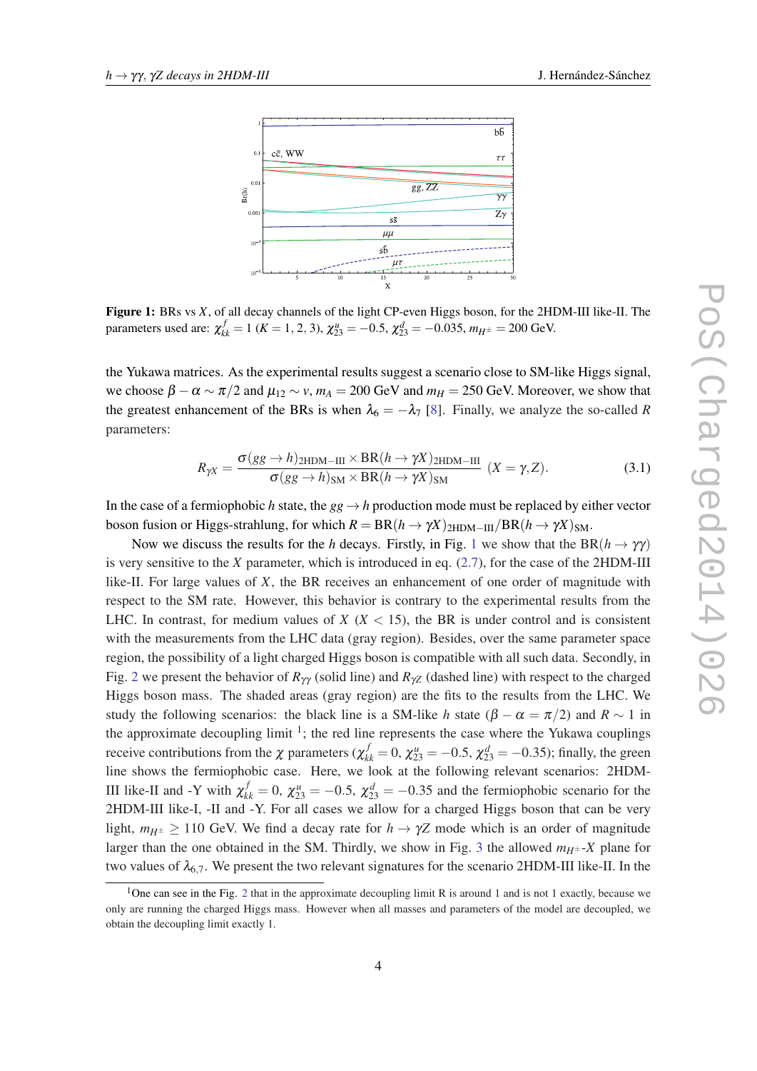**Figure 1:** BRs vs $X$, of all decay channels of the light CP-even Higgs boson, for the 2HDM-III like-II. The parameters used are: $\chi^f_{kk} = 1$ ($K = 1,2,3$), $\chi^u_{23} = -0.5$, $\chi^d_{23} = -0.035$, $m_{H^\pm} = 200$ GeV.

the Yukawa matrices. As the experimental results suggest a scenario close to SM-like Higgs signal, we choose $\beta - \alpha \sim \pi/2$ and $\mu_{12} \sim v$, $m_A = 200$ GeV and $m_H = 250$ GeV. Moreover, we show that the greatest enhancement of the BRs is when $\lambda_6 = -\lambda_7$ [8]. Finally, we analyze the so-called $R$ parameters:

$$R_{\gamma X} = \frac{\sigma(gg \to h)_{\text{2HDM-III}} \times \text{BR}(h \to \gamma X)_{\text{2HDM-III}}}{\sigma(gg \to h)_{\text{SM}} \times \text{BR}(h \to \gamma X)_{\text{SM}}} \;\; (X = \gamma, Z). \tag{3.1}$$

In the case of a fermiophobic $h$ state, the $gg \to h$ production mode must be replaced by either vector boson fusion or Higgs-strahlung, for which $R = \text{BR}(h \to \gamma X)_{\text{2HDM-III}}/\text{BR}(h \to \gamma X)_{\text{SM}}$.

Now we discuss the results for the $h$ decays. Firstly, in Fig. 1 we show that the $\text{BR}(h \to \gamma\gamma)$ is very sensitive to the $X$ parameter, which is introduced in eq. (2.7), for the case of the 2HDM-III like-II. For large values of $X$, the BR receives an enhancement of one order of magnitude with respect to the SM rate. However, this behavior is contrary to the experimental results from the LHC. In contrast, for medium values of $X$ ($X < 15$), the BR is under control and is consistent with the measurements from the LHC data (gray region). Besides, over the same parameter space region, the possibility of a light charged Higgs boson is compatible with all such data. Secondly, in Fig. 2 we present the behavior of $R_{\gamma\gamma}$ (solid line) and $R_{\gamma Z}$ (dashed line) with respect to the charged Higgs boson mass. The shaded areas (gray region) are the fits to the results from the LHC. We study the following scenarios: the black line is a SM-like $h$ state ($\beta - \alpha = \pi/2$) and $R \sim 1$ in the approximate decoupling limit [1]; the red line represents the case where the Yukawa couplings receive contributions from the $\chi$ parameters ($\chi^f_{kk} = 0$, $\chi^u_{23} = -0.5$, $\chi^d_{23} = -0.35$); finally, the green line shows the fermiophobic case. Here, we look at the following relevant scenarios: 2HDM-III like-II and -Y with $\chi^f_{kk} = 0$, $\chi^u_{23} = -0.5$, $\chi^d_{23} = -0.35$ and the fermiophobic scenario for the 2HDM-III like-I, -II and -Y. For all cases we allow for a charged Higgs boson that can be very light, $m_{H^\pm} \geq 110$ GeV. We find a decay rate for $h \to \gamma Z$ mode which is an order of magnitude larger than the one obtained in the SM. Thirdly, we show in Fig. 3 the allowed $m_{H^\pm}$-$X$ plane for two values of $\lambda_{6,7}$. We present the two relevant signatures for the scenario 2HDM-III like-II. In the

[1] One can see in the Fig. 2 that in the approximate decoupling limit R is around 1 and is not 1 exactly, because we only are running the charged Higgs mass. However when all masses and parameters of the model are decoupled, we obtain the decoupling limit exactly 1.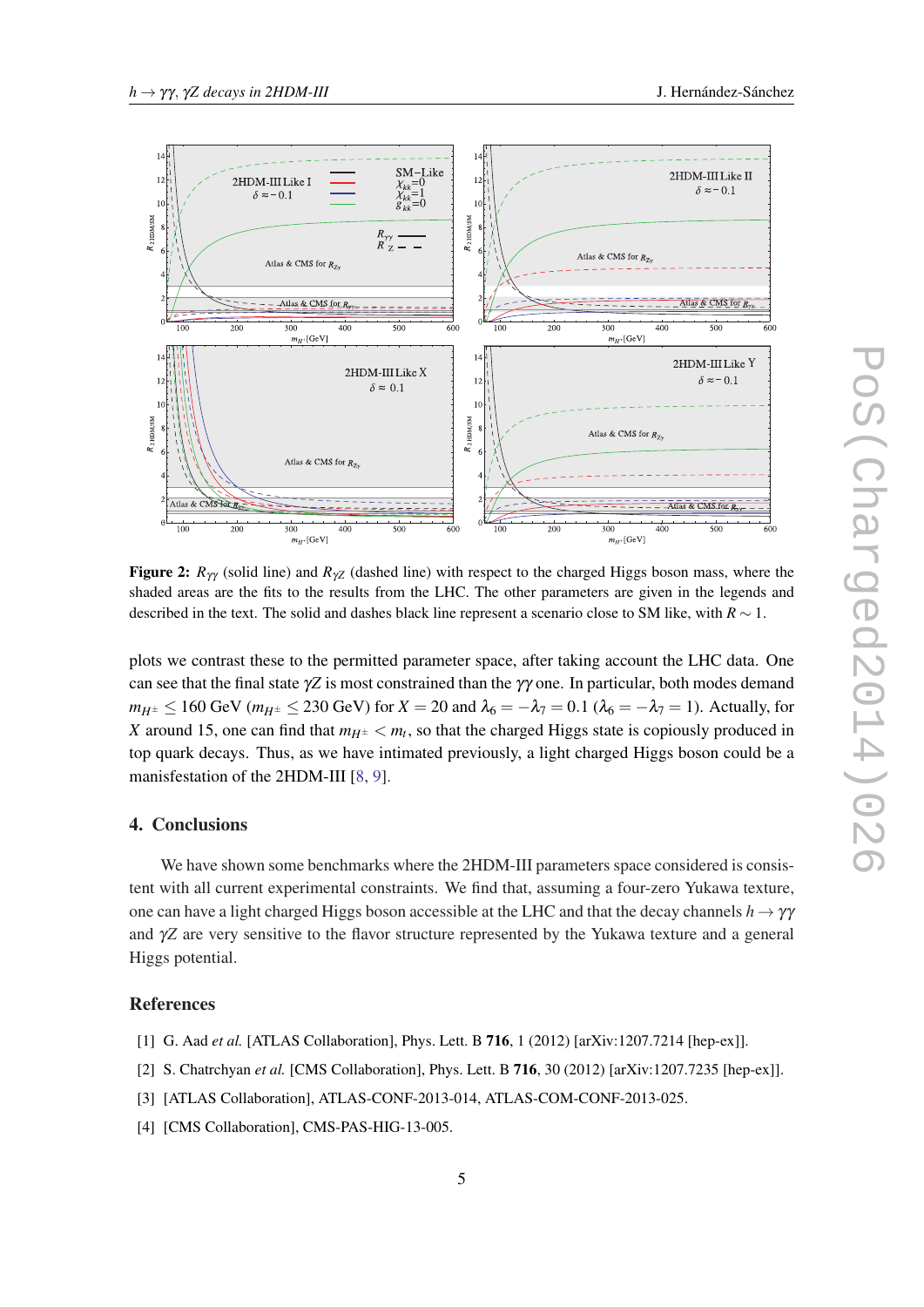**Figure 2:** $R_{\gamma\gamma}$ (solid line) and $R_{\gamma Z}$ (dashed line) with respect to the charged Higgs boson mass, where the shaded areas are the fits to the results from the LHC. The other parameters are given in the legends and described in the text. The solid and dashes black line represent a scenario close to SM like, with $R \sim 1$.

plots we contrast these to the permitted parameter space, after taking account the LHC data. One can see that the final state $\gamma Z$ is most constrained than the $\gamma\gamma$ one. In particular, both modes demand $m_{H^\pm} \leq 160$ GeV ($m_{H^\pm} \leq 230$ GeV) for $X = 20$ and $\lambda_6 = -\lambda_7 = 0.1$ ($\lambda_6 = -\lambda_7 = 1$). Actually, for $X$ around 15, one can find that $m_{H^\pm} < m_t$, so that the charged Higgs state is copiously produced in top quark decays. Thus, as we have intimated previously, a light charged Higgs boson could be a manifestation of the 2HDM-III [8, 9].

## 4. Conclusions

We have shown some benchmarks where the 2HDM-III parameters space considered is consistent with all current experimental constraints. We find that, assuming a four-zero Yukawa texture, one can have a light charged Higgs boson accessible at the LHC and that the decay channels $h \to \gamma\gamma$ and $\gamma Z$ are very sensitive to the flavor structure represented by the Yukawa texture and a general Higgs potential.

## References

[1] G. Aad *et al.* [ATLAS Collaboration], Phys. Lett. B **716**, 1 (2012) [arXiv:1207.7214 [hep-ex]].

[2] S. Chatrchyan *et al.* [CMS Collaboration], Phys. Lett. B **716**, 30 (2012) [arXiv:1207.7235 [hep-ex]].

[3] [ATLAS Collaboration], ATLAS-CONF-2013-014, ATLAS-COM-CONF-2013-025.

[4] [CMS Collaboration], CMS-PAS-HIG-13-005.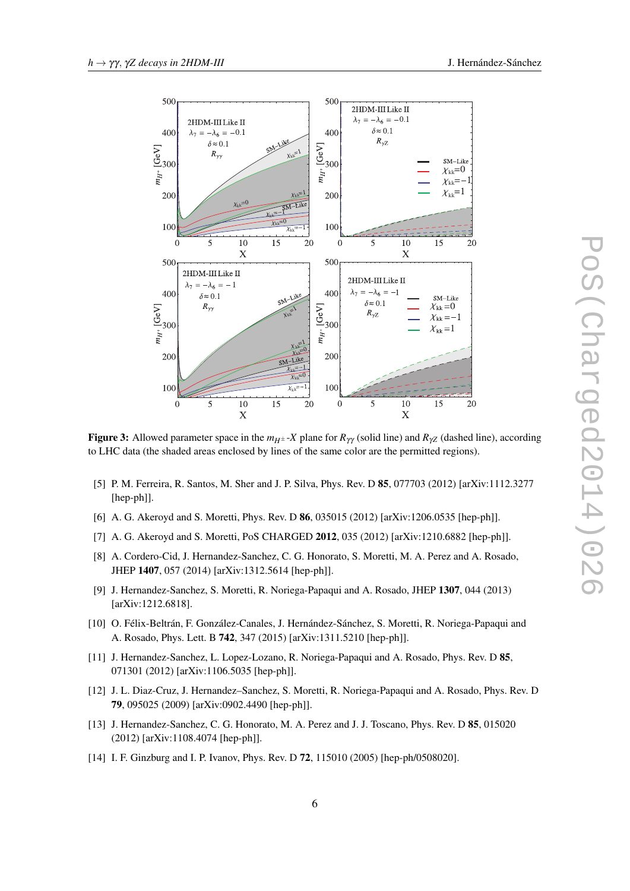2HDM-III Like II

$\lambda_7 = -\lambda_6 = -0.1$

$\delta \approx 0.1$

$R_{\gamma\gamma}$

SM-Like

$\chi_{kk}=1$

$\chi_{kk}=0$

$\chi_{kk}=1$

SM-Like

$\chi_{kk}=-1$

$\chi_{kk}=0$

$\chi_{kk}=-1$

$m_{H^\pm}$ [GeV]

X

2HDM-III Like II

$\lambda_7 = -\lambda_6 = -0.1$

$\delta \approx 0.1$

$R_{\gamma Z}$

SM-Like

$\chi_{kk}=0$

$\chi_{kk}=-1$

$\chi_{kk}=1$

$m_{H^\pm}$ [GeV]

X

2HDM-III Like II

$\lambda_7 = -\lambda_6 = -1$

$\delta \approx 0.1$

$R_{\gamma\gamma}$

SM-Like

$\chi_{kk}=1$

$\chi_{kk}=1$

$\chi_{kk}=0$

SM-Like

$\chi_{kk}=-1$

$\chi_{kk}=0$

$\chi_{kk}=-1$

$m_{H^\pm}$ [GeV]

X

2HDM-III Like II

$\lambda_7 = -\lambda_6 = -1$

$\delta \approx 0.1$

$R_{\gamma Z}$

SM-Like

$\chi_{kk}=0$

$\chi_{kk}=-1$

$\chi_{kk}=1$

$m_{H^\pm}$ [GeV]

X

**Figure 3:** Allowed parameter space in the $m_{H^\pm}$-$X$ plane for $R_{\gamma\gamma}$ (solid line) and $R_{\gamma Z}$ (dashed line), according to LHC data (the shaded areas enclosed by lines of the same color are the permitted regions).

[5] P. M. Ferreira, R. Santos, M. Sher and J. P. Silva, Phys. Rev. D **85**, 077703 (2012) [arXiv:1112.3277 [hep-ph]].

[6] A. G. Akeroyd and S. Moretti, Phys. Rev. D **86**, 035015 (2012) [arXiv:1206.0535 [hep-ph]].

[7] A. G. Akeroyd and S. Moretti, PoS CHARGED **2012**, 035 (2012) [arXiv:1210.6882 [hep-ph]].

[8] A. Cordero-Cid, J. Hernandez-Sanchez, C. G. Honorato, S. Moretti, M. A. Perez and A. Rosado, JHEP **1407**, 057 (2014) [arXiv:1312.5614 [hep-ph]].

[9] J. Hernandez-Sanchez, S. Moretti, R. Noriega-Papaqui and A. Rosado, JHEP **1307**, 044 (2013) [arXiv:1212.6818].

[10] O. Félix-Beltrán, F. González-Canales, J. Hernández-Sánchez, S. Moretti, R. Noriega-Papaqui and A. Rosado, Phys. Lett. B **742**, 347 (2015) [arXiv:1311.5210 [hep-ph]].

[11] J. Hernandez-Sanchez, L. Lopez-Lozano, R. Noriega-Papaqui and A. Rosado, Phys. Rev. D **85**, 071301 (2012) [arXiv:1106.5035 [hep-ph]].

[12] J. L. Diaz-Cruz, J. Hernandez–Sanchez, S. Moretti, R. Noriega-Papaqui and A. Rosado, Phys. Rev. D **79**, 095025 (2009) [arXiv:0902.4490 [hep-ph]].

[13] J. Hernandez-Sanchez, C. G. Honorato, M. A. Perez and J. J. Toscano, Phys. Rev. D **85**, 015020 (2012) [arXiv:1108.4074 [hep-ph]].

[14] I. F. Ginzburg and I. P. Ivanov, Phys. Rev. D **72**, 115010 (2005) [hep-ph/0508020].